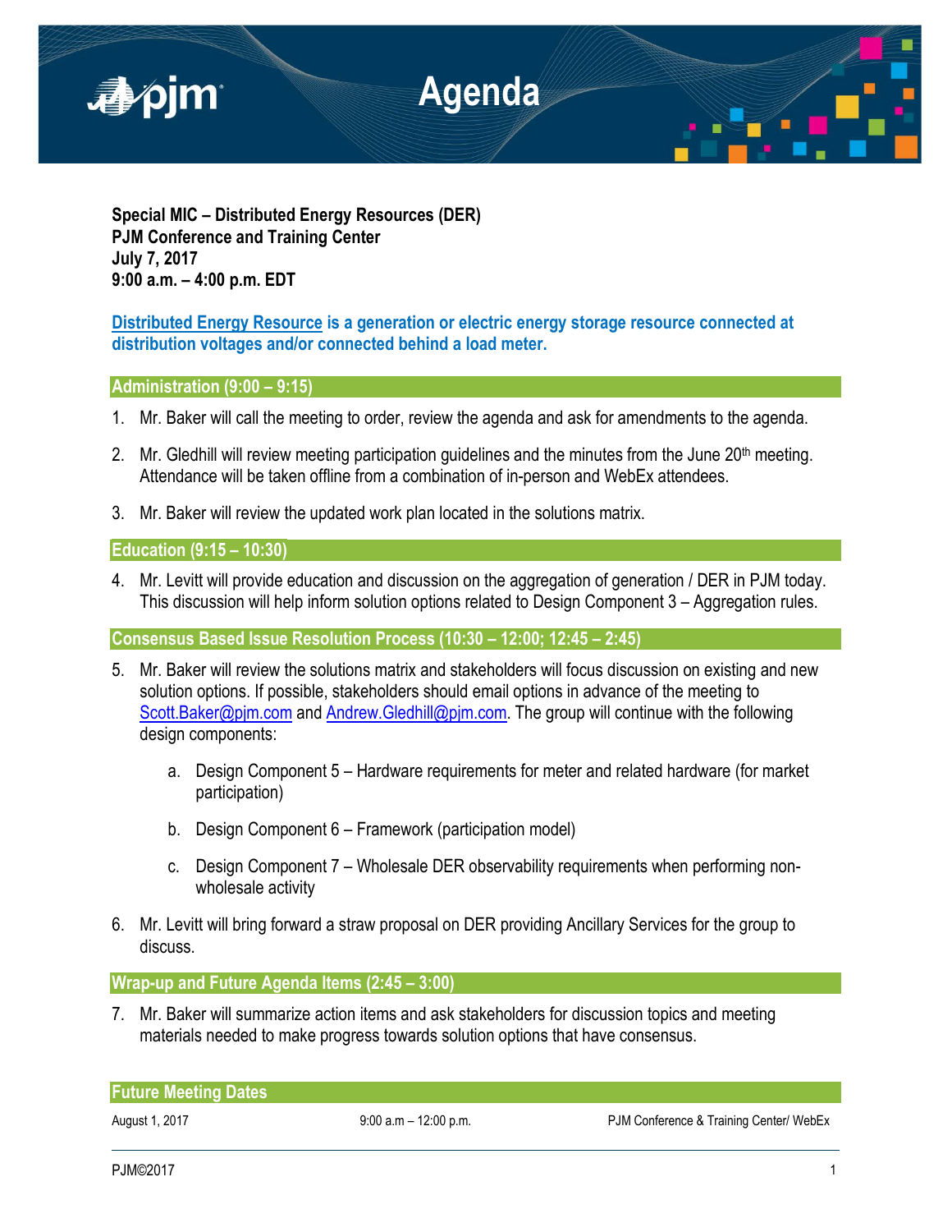# Agenda

**Special MIC – Distributed Energy Resources (DER)**
**PJM Conference and Training Center**
**July 7, 2017**
**9:00 a.m. – 4:00 p.m. EDT**

**Distributed Energy Resource is a generation or electric energy storage resource connected at distribution voltages and/or connected behind a load meter.**

## Administration (9:00 – 9:15)

1. Mr. Baker will call the meeting to order, review the agenda and ask for amendments to the agenda.

2. Mr. Gledhill will review meeting participation guidelines and the minutes from the June 20th meeting. Attendance will be taken offline from a combination of in-person and WebEx attendees.

3. Mr. Baker will review the updated work plan located in the solutions matrix.

## Education (9:15 – 10:30)

4. Mr. Levitt will provide education and discussion on the aggregation of generation / DER in PJM today. This discussion will help inform solution options related to Design Component 3 – Aggregation rules.

## Consensus Based Issue Resolution Process (10:30 – 12:00; 12:45 – 2:45)

5. Mr. Baker will review the solutions matrix and stakeholders will focus discussion on existing and new solution options. If possible, stakeholders should email options in advance of the meeting to Scott.Baker@pjm.com and Andrew.Gledhill@pjm.com. The group will continue with the following design components:

   a. Design Component 5 – Hardware requirements for meter and related hardware (for market participation)

   b. Design Component 6 – Framework (participation model)

   c. Design Component 7 – Wholesale DER observability requirements when performing non-wholesale activity

6. Mr. Levitt will bring forward a straw proposal on DER providing Ancillary Services for the group to discuss.

## Wrap-up and Future Agenda Items (2:45 – 3:00)

7. Mr. Baker will summarize action items and ask stakeholders for discussion topics and meeting materials needed to make progress towards solution options that have consensus.

## Future Meeting Dates

| | | |
|---|---|---|
| August 1, 2017 | 9:00 a.m – 12:00 p.m. | PJM Conference & Training Center/ WebEx |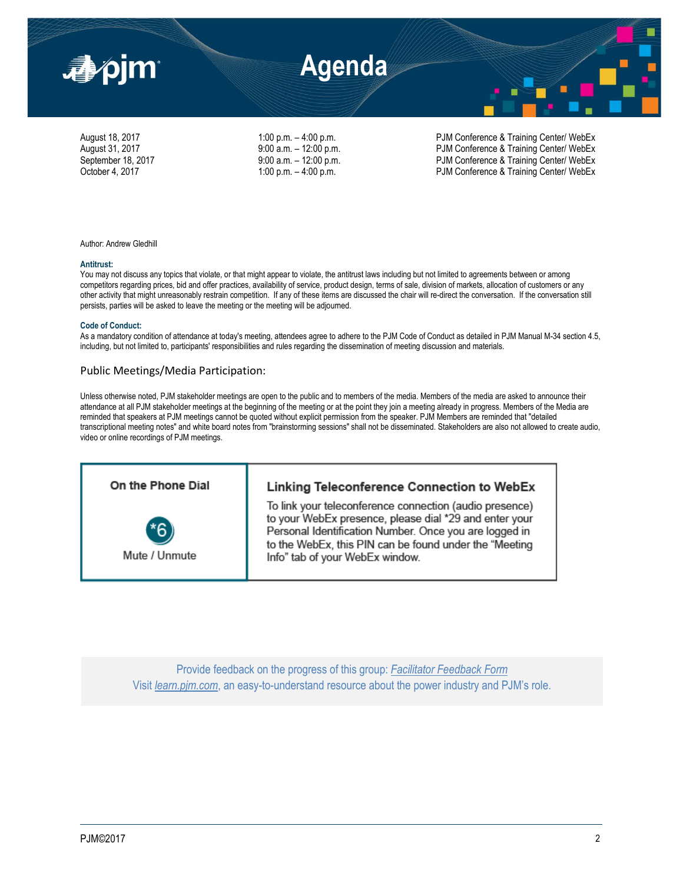# Agenda

| | | |
|---|---|---|
| August 18, 2017 | 1:00 p.m. – 4:00 p.m. | PJM Conference & Training Center/ WebEx |
| August 31, 2017 | 9:00 a.m. – 12:00 p.m. | PJM Conference & Training Center/ WebEx |
| September 18, 2017 | 9:00 a.m. – 12:00 p.m. | PJM Conference & Training Center/ WebEx |
| October 4, 2017 | 1:00 p.m. – 4:00 p.m. | PJM Conference & Training Center/ WebEx |

Author: Andrew Gledhill

**Antitrust:**

You may not discuss any topics that violate, or that might appear to violate, the antitrust laws including but not limited to agreements between or among competitors regarding prices, bid and offer practices, availability of service, product design, terms of sale, division of markets, allocation of customers or any other activity that might unreasonably restrain competition. If any of these items are discussed the chair will re-direct the conversation. If the conversation still persists, parties will be asked to leave the meeting or the meeting will be adjourned.

**Code of Conduct:**

As a mandatory condition of attendance at today's meeting, attendees agree to adhere to the PJM Code of Conduct as detailed in PJM Manual M-34 section 4.5, including, but not limited to, participants' responsibilities and rules regarding the dissemination of meeting discussion and materials.

## Public Meetings/Media Participation:

Unless otherwise noted, PJM stakeholder meetings are open to the public and to members of the media. Members of the media are asked to announce their attendance at all PJM stakeholder meetings at the beginning of the meeting or at the point they join a meeting already in progress. Members of the Media are reminded that speakers at PJM meetings cannot be quoted without explicit permission from the speaker. PJM Members are reminded that "detailed transcriptional meeting notes" and white board notes from "brainstorming sessions" shall not be disseminated. Stakeholders are also not allowed to create audio, video or online recordings of PJM meetings.

| On the Phone Dial | Linking Teleconference Connection to WebEx |
|---|---|
| *6 Mute / Unmute | To link your teleconference connection (audio presence) to your WebEx presence, please dial *29 and enter your Personal Identification Number. Once you are logged in to the WebEx, this PIN can be found under the "Meeting Info" tab of your WebEx window. |

Provide feedback on the progress of this group: *Facilitator Feedback Form*

Visit *learn.pjm.com*, an easy-to-understand resource about the power industry and PJM's role.

PJM©2017